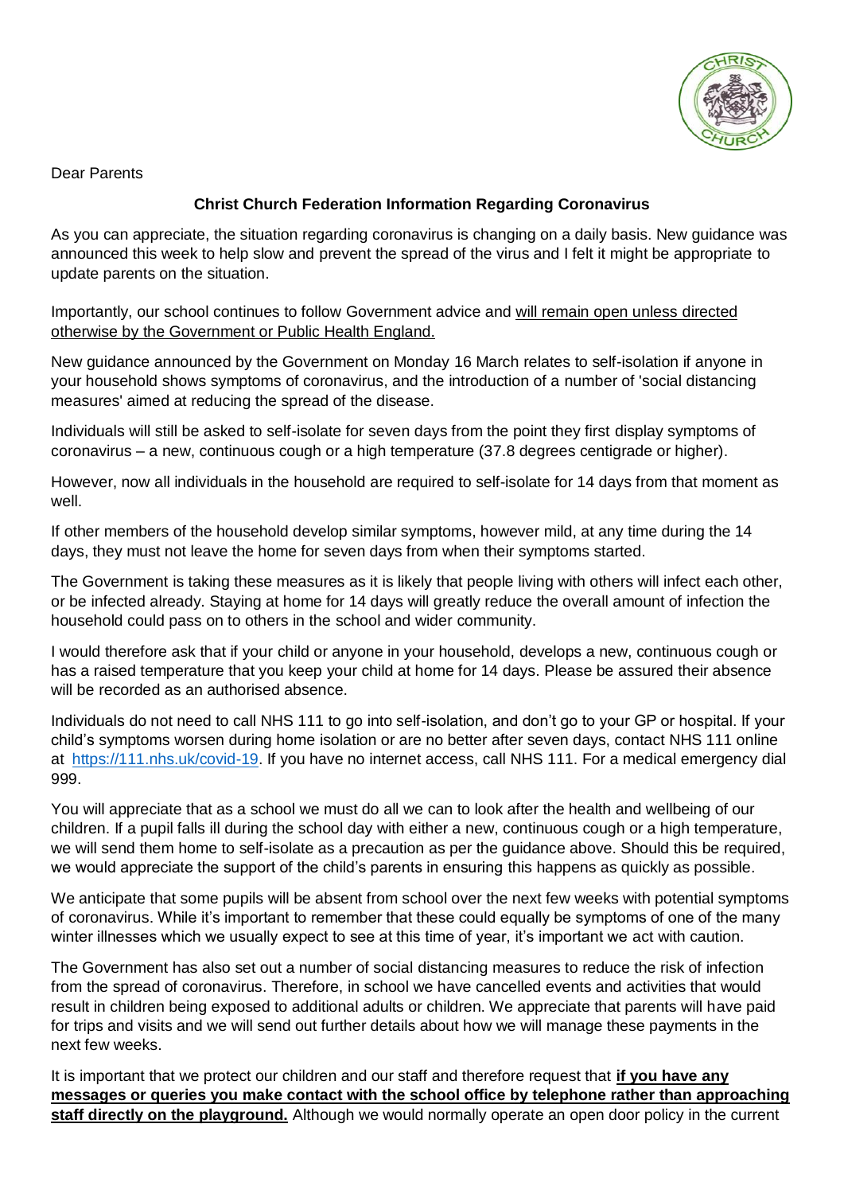Dear Parents

## Christ Church Federation Information Regarding Coronavirus

As you can appreciate, the situation regarding coronavirus is changing on a daily basis. New guidance was announced this week to help slow and prevent the spread of the virus and I felt it might be appropriate to update parents on the situation.

Importantly, our school continues to follow Government advice and will remain open unless directed otherwise by the Government or Public Health England.

New guidance announced by the Government on Monday 16 March relates to self-isolation if anyone in your household shows symptoms of coronavirus, and the introduction of a number of 'social distancing measures' aimed at reducing the spread of the disease.

Individuals will still be asked to self-isolate for seven days from the point they first display symptoms of coronavirus – a new, continuous cough or a high temperature (37.8 degrees centigrade or higher).

However, now all individuals in the household are required to self-isolate for 14 days from that moment as well.

If other members of the household develop similar symptoms, however mild, at any time during the 14 days, they must not leave the home for seven days from when their symptoms started.

The Government is taking these measures as it is likely that people living with others will infect each other, or be infected already. Staying at home for 14 days will greatly reduce the overall amount of infection the household could pass on to others in the school and wider community.

I would therefore ask that if your child or anyone in your household, develops a new, continuous cough or has a raised temperature that you keep your child at home for 14 days. Please be assured their absence will be recorded as an authorised absence.

Individuals do not need to call NHS 111 to go into self-isolation, and don't go to your GP or hospital. If your child's symptoms worsen during home isolation or are no better after seven days, contact NHS 111 online at https://111.nhs.uk/covid-19. If you have no internet access, call NHS 111. For a medical emergency dial 999.

You will appreciate that as a school we must do all we can to look after the health and wellbeing of our children. If a pupil falls ill during the school day with either a new, continuous cough or a high temperature, we will send them home to self-isolate as a precaution as per the guidance above. Should this be required, we would appreciate the support of the child's parents in ensuring this happens as quickly as possible.

We anticipate that some pupils will be absent from school over the next few weeks with potential symptoms of coronavirus. While it's important to remember that these could equally be symptoms of one of the many winter illnesses which we usually expect to see at this time of year, it's important we act with caution.

The Government has also set out a number of social distancing measures to reduce the risk of infection from the spread of coronavirus. Therefore, in school we have cancelled events and activities that would result in children being exposed to additional adults or children. We appreciate that parents will have paid for trips and visits and we will send out further details about how we will manage these payments in the next few weeks.

It is important that we protect our children and our staff and therefore request that **if you have any messages or queries you make contact with the school office by telephone rather than approaching staff directly on the playground.** Although we would normally operate an open door policy in the current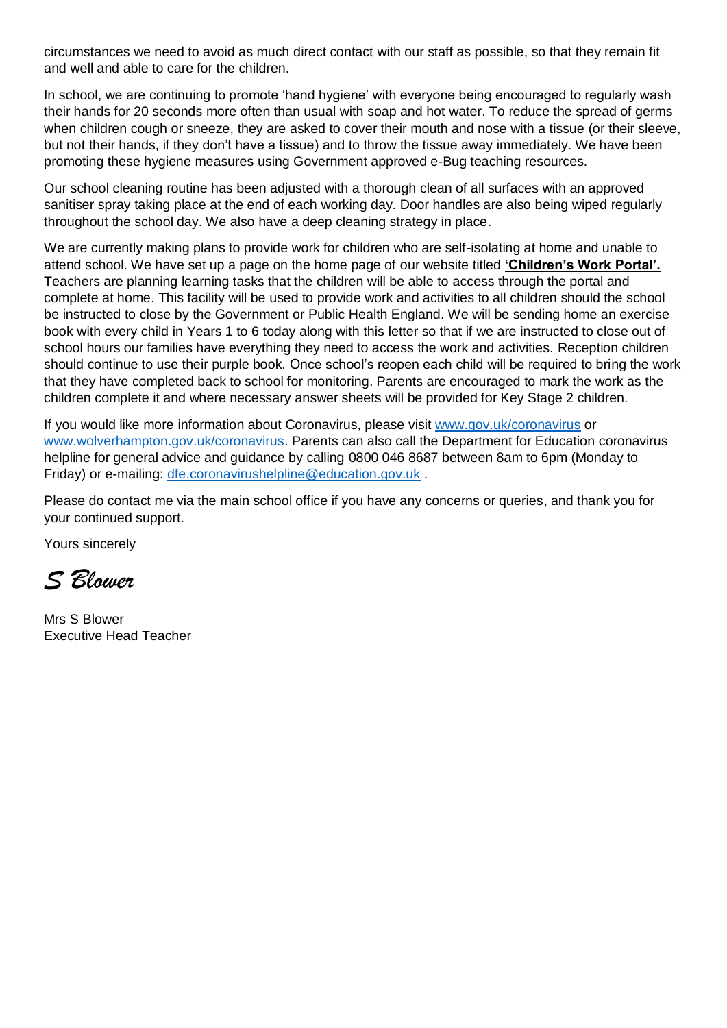circumstances we need to avoid as much direct contact with our staff as possible, so that they remain fit and well and able to care for the children.

In school, we are continuing to promote 'hand hygiene' with everyone being encouraged to regularly wash their hands for 20 seconds more often than usual with soap and hot water. To reduce the spread of germs when children cough or sneeze, they are asked to cover their mouth and nose with a tissue (or their sleeve, but not their hands, if they don't have a tissue) and to throw the tissue away immediately. We have been promoting these hygiene measures using Government approved e-Bug teaching resources.

Our school cleaning routine has been adjusted with a thorough clean of all surfaces with an approved sanitiser spray taking place at the end of each working day. Door handles are also being wiped regularly throughout the school day. We also have a deep cleaning strategy in place.

We are currently making plans to provide work for children who are self-isolating at home and unable to attend school. We have set up a page on the home page of our website titled **'Children's Work Portal'.** Teachers are planning learning tasks that the children will be able to access through the portal and complete at home. This facility will be used to provide work and activities to all children should the school be instructed to close by the Government or Public Health England. We will be sending home an exercise book with every child in Years 1 to 6 today along with this letter so that if we are instructed to close out of school hours our families have everything they need to access the work and activities. Reception children should continue to use their purple book. Once school's reopen each child will be required to bring the work that they have completed back to school for monitoring. Parents are encouraged to mark the work as the children complete it and where necessary answer sheets will be provided for Key Stage 2 children.

If you would like more information about Coronavirus, please visit www.gov.uk/coronavirus or www.wolverhampton.gov.uk/coronavirus. Parents can also call the Department for Education coronavirus helpline for general advice and guidance by calling 0800 046 8687 between 8am to 6pm (Monday to Friday) or e-mailing: dfe.coronavirushelpline@education.gov.uk .

Please do contact me via the main school office if you have any concerns or queries, and thank you for your continued support.

Yours sincerely

*S Blower*

Mrs S Blower
Executive Head Teacher